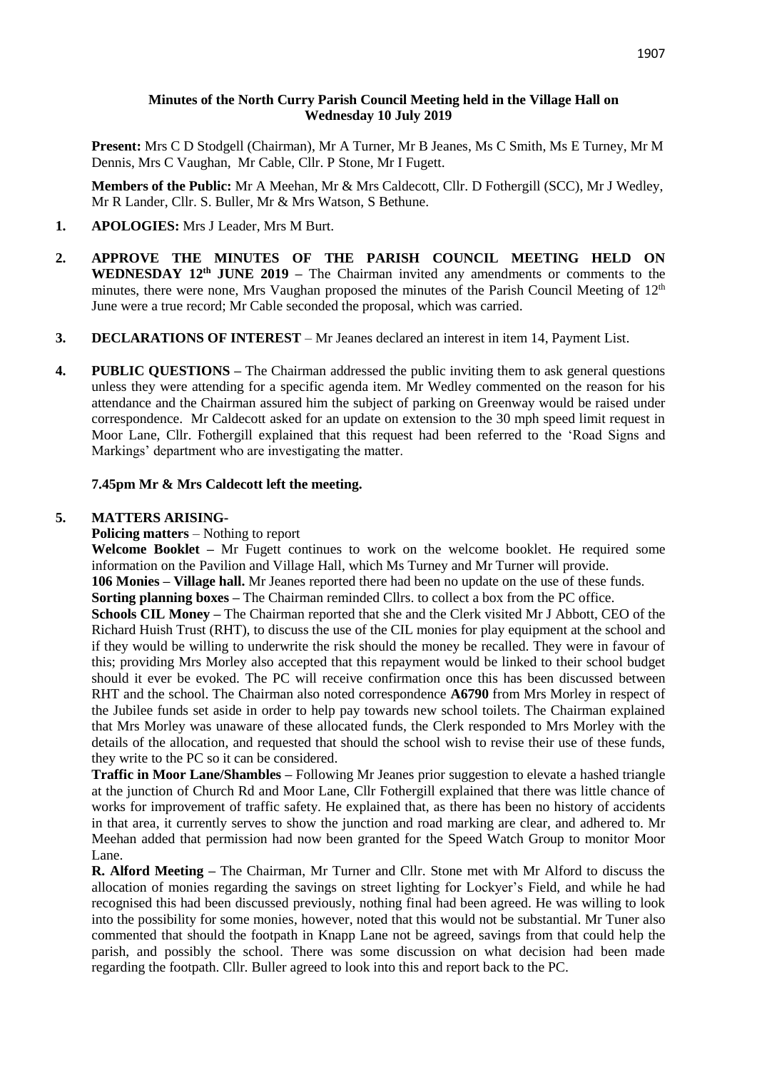**Minutes of the North Curry Parish Council Meeting held in the Village Hall on Wednesday 10 July 2019**

**Present:** Mrs C D Stodgell (Chairman), Mr A Turner, Mr B Jeanes, Ms C Smith, Ms E Turney, Mr M Dennis, Mrs C Vaughan, Mr Cable, Cllr. P Stone, Mr I Fugett.

**Members of the Public:** Mr A Meehan, Mr & Mrs Caldecott, Cllr. D Fothergill (SCC), Mr J Wedley, Mr R Lander, Cllr. S. Buller, Mr & Mrs Watson, S Bethune.

1. **APOLOGIES:** Mrs J Leader, Mrs M Burt.

2. **APPROVE THE MINUTES OF THE PARISH COUNCIL MEETING HELD ON WEDNESDAY 12th JUNE 2019 –** The Chairman invited any amendments or comments to the minutes, there were none, Mrs Vaughan proposed the minutes of the Parish Council Meeting of 12th June were a true record; Mr Cable seconded the proposal, which was carried.

3. **DECLARATIONS OF INTEREST** – Mr Jeanes declared an interest in item 14, Payment List.

4. **PUBLIC QUESTIONS –** The Chairman addressed the public inviting them to ask general questions unless they were attending for a specific agenda item. Mr Wedley commented on the reason for his attendance and the Chairman assured him the subject of parking on Greenway would be raised under correspondence. Mr Caldecott asked for an update on extension to the 30 mph speed limit request in Moor Lane, Cllr. Fothergill explained that this request had been referred to the 'Road Signs and Markings' department who are investigating the matter.

   **7.45pm Mr & Mrs Caldecott left the meeting.**

5. **MATTERS ARISING-**

   **Policing matters** – Nothing to report

   **Welcome Booklet –** Mr Fugett continues to work on the welcome booklet. He required some information on the Pavilion and Village Hall, which Ms Turney and Mr Turner will provide.

   **106 Monies – Village hall.** Mr Jeanes reported there had been no update on the use of these funds.

   **Sorting planning boxes –** The Chairman reminded Cllrs. to collect a box from the PC office.

   **Schools CIL Money –** The Chairman reported that she and the Clerk visited Mr J Abbott, CEO of the Richard Huish Trust (RHT), to discuss the use of the CIL monies for play equipment at the school and if they would be willing to underwrite the risk should the money be recalled. They were in favour of this; providing Mrs Morley also accepted that this repayment would be linked to their school budget should it ever be evoked. The PC will receive confirmation once this has been discussed between RHT and the school. The Chairman also noted correspondence **A6790** from Mrs Morley in respect of the Jubilee funds set aside in order to help pay towards new school toilets. The Chairman explained that Mrs Morley was unaware of these allocated funds, the Clerk responded to Mrs Morley with the details of the allocation, and requested that should the school wish to revise their use of these funds, they write to the PC so it can be considered.

   **Traffic in Moor Lane/Shambles –** Following Mr Jeanes prior suggestion to elevate a hashed triangle at the junction of Church Rd and Moor Lane, Cllr Fothergill explained that there was little chance of works for improvement of traffic safety. He explained that, as there has been no history of accidents in that area, it currently serves to show the junction and road marking are clear, and adhered to. Mr Meehan added that permission had now been granted for the Speed Watch Group to monitor Moor Lane.

   **R. Alford Meeting –** The Chairman, Mr Turner and Cllr. Stone met with Mr Alford to discuss the allocation of monies regarding the savings on street lighting for Lockyer's Field, and while he had recognised this had been discussed previously, nothing final had been agreed. He was willing to look into the possibility for some monies, however, noted that this would not be substantial. Mr Tuner also commented that should the footpath in Knapp Lane not be agreed, savings from that could help the parish, and possibly the school. There was some discussion on what decision had been made regarding the footpath. Cllr. Buller agreed to look into this and report back to the PC.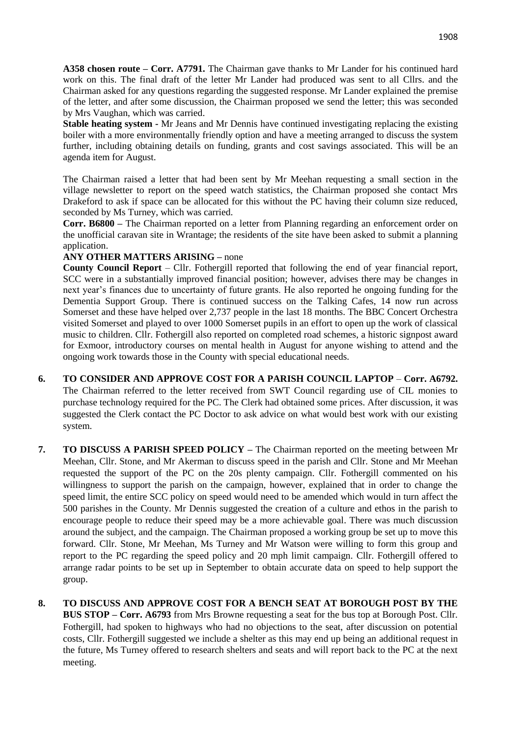**A358 chosen route – Corr. A7791.** The Chairman gave thanks to Mr Lander for his continued hard work on this. The final draft of the letter Mr Lander had produced was sent to all Cllrs. and the Chairman asked for any questions regarding the suggested response. Mr Lander explained the premise of the letter, and after some discussion, the Chairman proposed we send the letter; this was seconded by Mrs Vaughan, which was carried.

**Stable heating system -** Mr Jeans and Mr Dennis have continued investigating replacing the existing boiler with a more environmentally friendly option and have a meeting arranged to discuss the system further, including obtaining details on funding, grants and cost savings associated. This will be an agenda item for August.

The Chairman raised a letter that had been sent by Mr Meehan requesting a small section in the village newsletter to report on the speed watch statistics, the Chairman proposed she contact Mrs Drakeford to ask if space can be allocated for this without the PC having their column size reduced, seconded by Ms Turney, which was carried.

**Corr. B6800 –** The Chairman reported on a letter from Planning regarding an enforcement order on the unofficial caravan site in Wrantage; the residents of the site have been asked to submit a planning application.

**ANY OTHER MATTERS ARISING –** none

**County Council Report** – Cllr. Fothergill reported that following the end of year financial report, SCC were in a substantially improved financial position; however, advises there may be changes in next year's finances due to uncertainty of future grants. He also reported he ongoing funding for the Dementia Support Group. There is continued success on the Talking Cafes, 14 now run across Somerset and these have helped over 2,737 people in the last 18 months. The BBC Concert Orchestra visited Somerset and played to over 1000 Somerset pupils in an effort to open up the work of classical music to children. Cllr. Fothergill also reported on completed road schemes, a historic signpost award for Exmoor, introductory courses on mental health in August for anyone wishing to attend and the ongoing work towards those in the County with special educational needs.

**6. TO CONSIDER AND APPROVE COST FOR A PARISH COUNCIL LAPTOP** – **Corr. A6792.** The Chairman referred to the letter received from SWT Council regarding use of CIL monies to purchase technology required for the PC. The Clerk had obtained some prices. After discussion, it was suggested the Clerk contact the PC Doctor to ask advice on what would best work with our existing system.

**7. TO DISCUSS A PARISH SPEED POLICY –** The Chairman reported on the meeting between Mr Meehan, Cllr. Stone, and Mr Akerman to discuss speed in the parish and Cllr. Stone and Mr Meehan requested the support of the PC on the 20s plenty campaign. Cllr. Fothergill commented on his willingness to support the parish on the campaign, however, explained that in order to change the speed limit, the entire SCC policy on speed would need to be amended which would in turn affect the 500 parishes in the County. Mr Dennis suggested the creation of a culture and ethos in the parish to encourage people to reduce their speed may be a more achievable goal. There was much discussion around the subject, and the campaign. The Chairman proposed a working group be set up to move this forward. Cllr. Stone, Mr Meehan, Ms Turney and Mr Watson were willing to form this group and report to the PC regarding the speed policy and 20 mph limit campaign. Cllr. Fothergill offered to arrange radar points to be set up in September to obtain accurate data on speed to help support the group.

**8. TO DISCUSS AND APPROVE COST FOR A BENCH SEAT AT BOROUGH POST BY THE BUS STOP – Corr. A6793** from Mrs Browne requesting a seat for the bus top at Borough Post. Cllr. Fothergill, had spoken to highways who had no objections to the seat, after discussion on potential costs, Cllr. Fothergill suggested we include a shelter as this may end up being an additional request in the future, Ms Turney offered to research shelters and seats and will report back to the PC at the next meeting.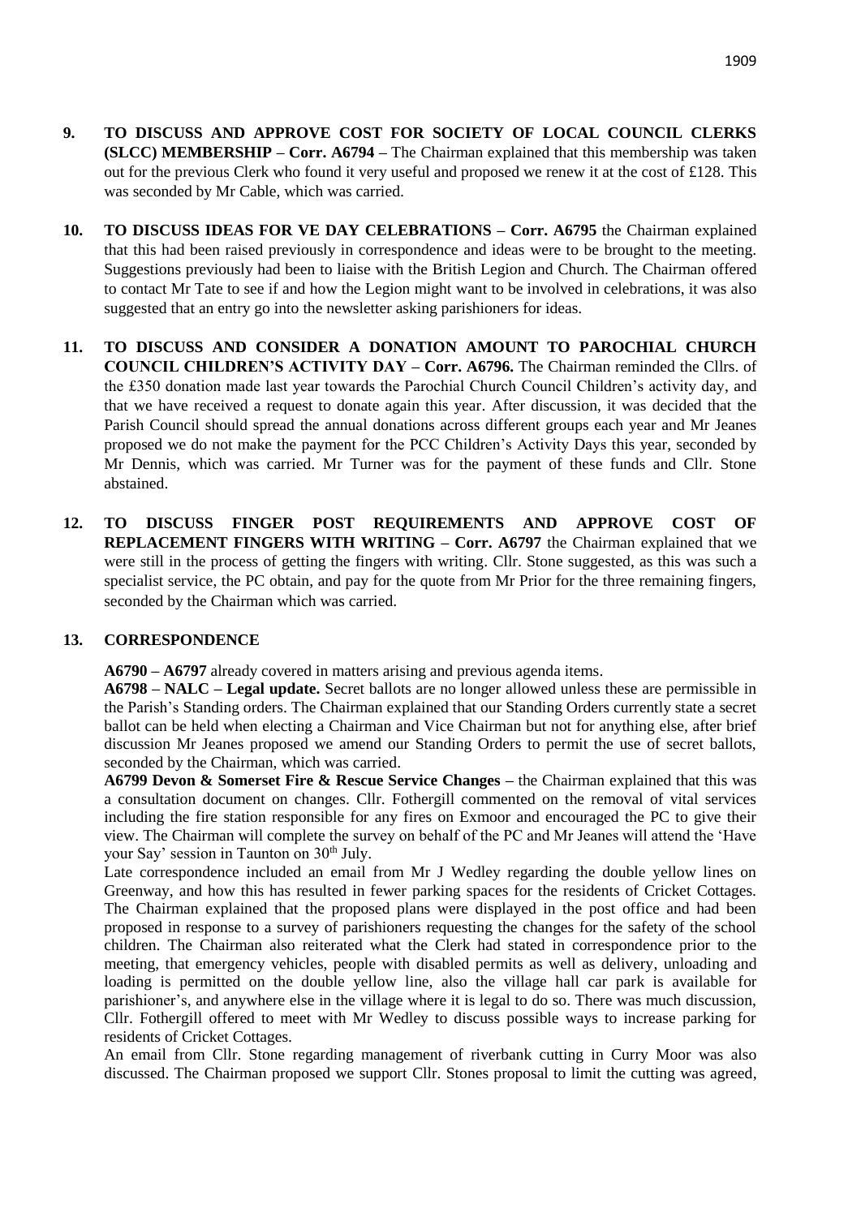**9. TO DISCUSS AND APPROVE COST FOR SOCIETY OF LOCAL COUNCIL CLERKS (SLCC) MEMBERSHIP – Corr. A6794 –** The Chairman explained that this membership was taken out for the previous Clerk who found it very useful and proposed we renew it at the cost of £128. This was seconded by Mr Cable, which was carried.

**10. TO DISCUSS IDEAS FOR VE DAY CELEBRATIONS – Corr. A6795** the Chairman explained that this had been raised previously in correspondence and ideas were to be brought to the meeting. Suggestions previously had been to liaise with the British Legion and Church. The Chairman offered to contact Mr Tate to see if and how the Legion might want to be involved in celebrations, it was also suggested that an entry go into the newsletter asking parishioners for ideas.

**11. TO DISCUSS AND CONSIDER A DONATION AMOUNT TO PAROCHIAL CHURCH COUNCIL CHILDREN'S ACTIVITY DAY – Corr. A6796.** The Chairman reminded the Cllrs. of the £350 donation made last year towards the Parochial Church Council Children's activity day, and that we have received a request to donate again this year. After discussion, it was decided that the Parish Council should spread the annual donations across different groups each year and Mr Jeanes proposed we do not make the payment for the PCC Children's Activity Days this year, seconded by Mr Dennis, which was carried. Mr Turner was for the payment of these funds and Cllr. Stone abstained.

**12. TO DISCUSS FINGER POST REQUIREMENTS AND APPROVE COST OF REPLACEMENT FINGERS WITH WRITING – Corr. A6797** the Chairman explained that we were still in the process of getting the fingers with writing. Cllr. Stone suggested, as this was such a specialist service, the PC obtain, and pay for the quote from Mr Prior for the three remaining fingers, seconded by the Chairman which was carried.

**13. CORRESPONDENCE**

**A6790 – A6797** already covered in matters arising and previous agenda items.

**A6798 – NALC – Legal update.** Secret ballots are no longer allowed unless these are permissible in the Parish's Standing orders. The Chairman explained that our Standing Orders currently state a secret ballot can be held when electing a Chairman and Vice Chairman but not for anything else, after brief discussion Mr Jeanes proposed we amend our Standing Orders to permit the use of secret ballots, seconded by the Chairman, which was carried.

**A6799 Devon & Somerset Fire & Rescue Service Changes –** the Chairman explained that this was a consultation document on changes. Cllr. Fothergill commented on the removal of vital services including the fire station responsible for any fires on Exmoor and encouraged the PC to give their view. The Chairman will complete the survey on behalf of the PC and Mr Jeanes will attend the 'Have your Say' session in Taunton on 30th July.

Late correspondence included an email from Mr J Wedley regarding the double yellow lines on Greenway, and how this has resulted in fewer parking spaces for the residents of Cricket Cottages. The Chairman explained that the proposed plans were displayed in the post office and had been proposed in response to a survey of parishioners requesting the changes for the safety of the school children. The Chairman also reiterated what the Clerk had stated in correspondence prior to the meeting, that emergency vehicles, people with disabled permits as well as delivery, unloading and loading is permitted on the double yellow line, also the village hall car park is available for parishioner's, and anywhere else in the village where it is legal to do so. There was much discussion, Cllr. Fothergill offered to meet with Mr Wedley to discuss possible ways to increase parking for residents of Cricket Cottages.

An email from Cllr. Stone regarding management of riverbank cutting in Curry Moor was also discussed. The Chairman proposed we support Cllr. Stones proposal to limit the cutting was agreed,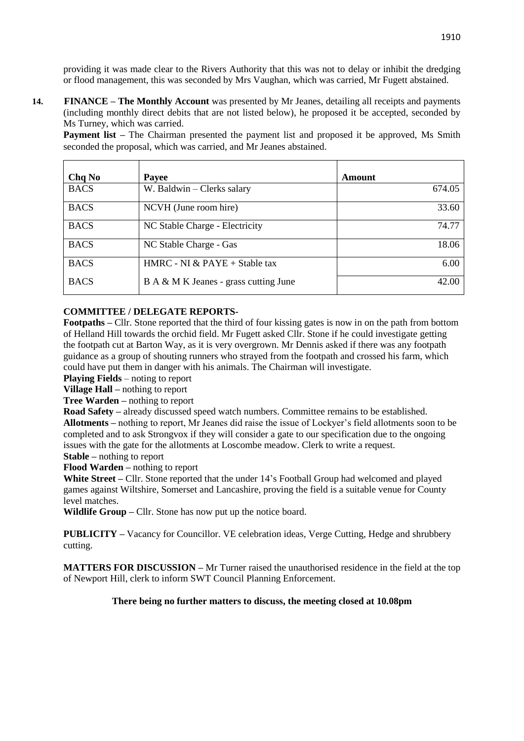providing it was made clear to the Rivers Authority that this was not to delay or inhibit the dredging or flood management, this was seconded by Mrs Vaughan, which was carried, Mr Fugett abstained.

**14. FINANCE – The Monthly Account** was presented by Mr Jeanes, detailing all receipts and payments (including monthly direct debits that are not listed below), he proposed it be accepted, seconded by Ms Turney, which was carried.

**Payment list** – The Chairman presented the payment list and proposed it be approved, Ms Smith seconded the proposal, which was carried, and Mr Jeanes abstained.

| Chq No | Payee | Amount |
|---|---|---|
| BACS | W. Baldwin – Clerks salary | 674.05 |
| BACS | NCVH (June room hire) | 33.60 |
| BACS | NC Stable Charge - Electricity | 74.77 |
| BACS | NC Stable Charge - Gas | 18.06 |
| BACS | HMRC - NI & PAYE + Stable tax | 6.00 |
| BACS | B A & M K Jeanes - grass cutting June | 42.00 |

**COMMITTEE / DELEGATE REPORTS-**

**Footpaths –** Cllr. Stone reported that the third of four kissing gates is now in on the path from bottom of Helland Hill towards the orchid field. Mr Fugett asked Cllr. Stone if he could investigate getting the footpath cut at Barton Way, as it is very overgrown. Mr Dennis asked if there was any footpath guidance as a group of shouting runners who strayed from the footpath and crossed his farm, which could have put them in danger with his animals. The Chairman will investigate.

**Playing Fields** – noting to report

**Village Hall –** nothing to report

**Tree Warden –** nothing to report

**Road Safety –** already discussed speed watch numbers. Committee remains to be established.

**Allotments –** nothing to report, Mr Jeanes did raise the issue of Lockyer's field allotments soon to be completed and to ask Strongvox if they will consider a gate to our specification due to the ongoing issues with the gate for the allotments at Loscombe meadow. Clerk to write a request.

**Stable –** nothing to report

**Flood Warden –** nothing to report

**White Street –** Cllr. Stone reported that the under 14's Football Group had welcomed and played games against Wiltshire, Somerset and Lancashire, proving the field is a suitable venue for County level matches.

**Wildlife Group –** Cllr. Stone has now put up the notice board.

**PUBLICITY –** Vacancy for Councillor. VE celebration ideas, Verge Cutting, Hedge and shrubbery cutting.

**MATTERS FOR DISCUSSION –** Mr Turner raised the unauthorised residence in the field at the top of Newport Hill, clerk to inform SWT Council Planning Enforcement.

**There being no further matters to discuss, the meeting closed at 10.08pm**